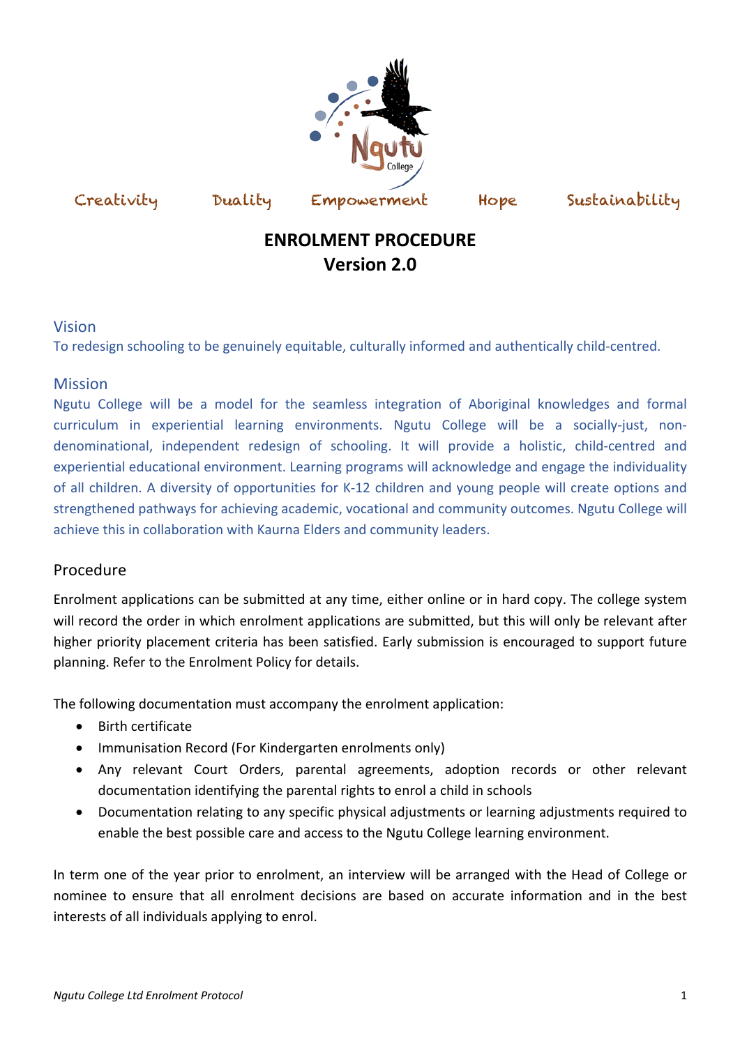Ngutu College

Creativity Duality Empowerment Hope Sustainability

# ENROLMENT PROCEDURE
# Version 2.0

## Vision

To redesign schooling to be genuinely equitable, culturally informed and authentically child-centred.

## Mission

Ngutu College will be a model for the seamless integration of Aboriginal knowledges and formal curriculum in experiential learning environments. Ngutu College will be a socially-just, non-denominational, independent redesign of schooling. It will provide a holistic, child-centred and experiential educational environment. Learning programs will acknowledge and engage the individuality of all children. A diversity of opportunities for K-12 children and young people will create options and strengthened pathways for achieving academic, vocational and community outcomes. Ngutu College will achieve this in collaboration with Kaurna Elders and community leaders.

## Procedure

Enrolment applications can be submitted at any time, either online or in hard copy. The college system will record the order in which enrolment applications are submitted, but this will only be relevant after higher priority placement criteria has been satisfied. Early submission is encouraged to support future planning. Refer to the Enrolment Policy for details.

The following documentation must accompany the enrolment application:

- Birth certificate
- Immunisation Record (For Kindergarten enrolments only)
- Any relevant Court Orders, parental agreements, adoption records or other relevant documentation identifying the parental rights to enrol a child in schools
- Documentation relating to any specific physical adjustments or learning adjustments required to enable the best possible care and access to the Ngutu College learning environment.

In term one of the year prior to enrolment, an interview will be arranged with the Head of College or nominee to ensure that all enrolment decisions are based on accurate information and in the best interests of all individuals applying to enrol.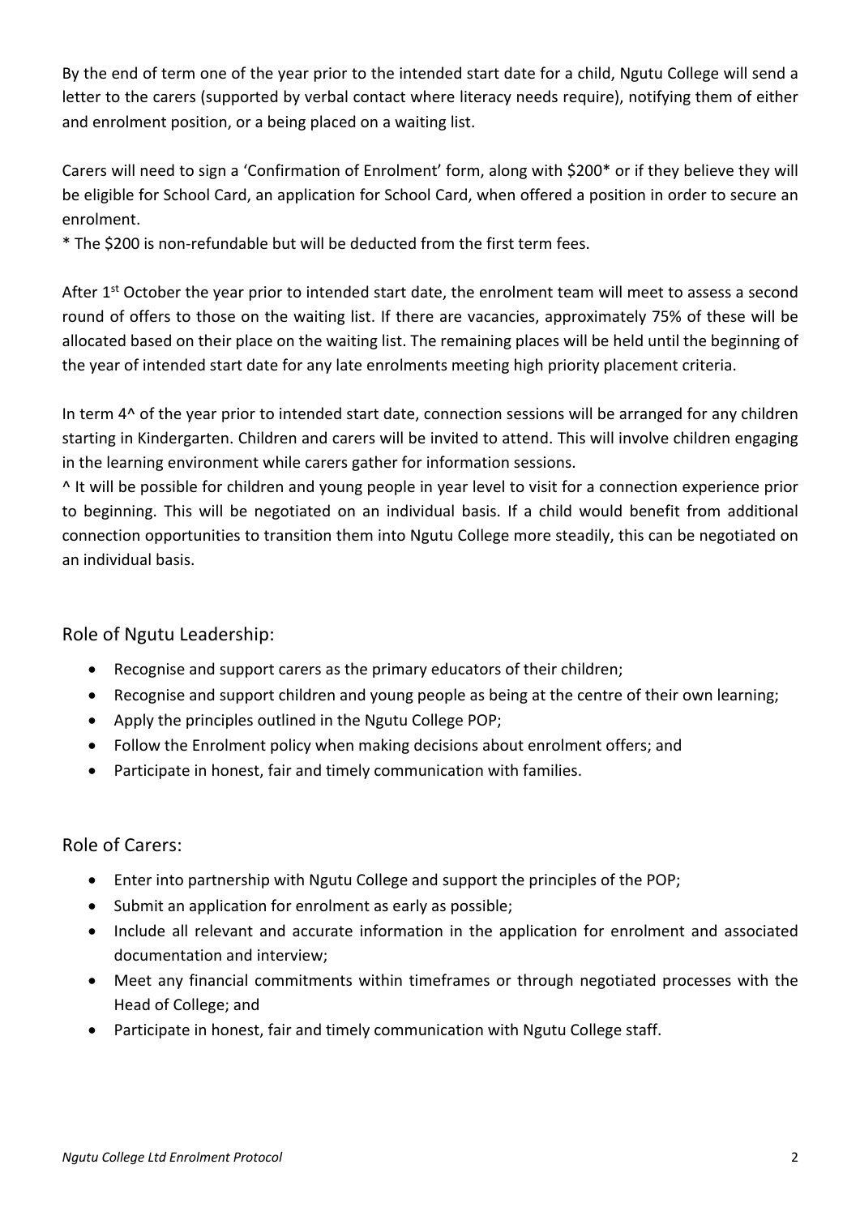By the end of term one of the year prior to the intended start date for a child, Ngutu College will send a letter to the carers (supported by verbal contact where literacy needs require), notifying them of either and enrolment position, or a being placed on a waiting list.

Carers will need to sign a 'Confirmation of Enrolment' form, along with $200* or if they believe they will be eligible for School Card, an application for School Card, when offered a position in order to secure an enrolment.

* The $200 is non-refundable but will be deducted from the first term fees.

After 1st October the year prior to intended start date, the enrolment team will meet to assess a second round of offers to those on the waiting list. If there are vacancies, approximately 75% of these will be allocated based on their place on the waiting list. The remaining places will be held until the beginning of the year of intended start date for any late enrolments meeting high priority placement criteria.

In term 4^ of the year prior to intended start date, connection sessions will be arranged for any children starting in Kindergarten. Children and carers will be invited to attend. This will involve children engaging in the learning environment while carers gather for information sessions.

^ It will be possible for children and young people in year level to visit for a connection experience prior to beginning. This will be negotiated on an individual basis. If a child would benefit from additional connection opportunities to transition them into Ngutu College more steadily, this can be negotiated on an individual basis.

## Role of Ngutu Leadership:

- Recognise and support carers as the primary educators of their children;
- Recognise and support children and young people as being at the centre of their own learning;
- Apply the principles outlined in the Ngutu College POP;
- Follow the Enrolment policy when making decisions about enrolment offers; and
- Participate in honest, fair and timely communication with families.

## Role of Carers:

- Enter into partnership with Ngutu College and support the principles of the POP;
- Submit an application for enrolment as early as possible;
- Include all relevant and accurate information in the application for enrolment and associated documentation and interview;
- Meet any financial commitments within timeframes or through negotiated processes with the Head of College; and
- Participate in honest, fair and timely communication with Ngutu College staff.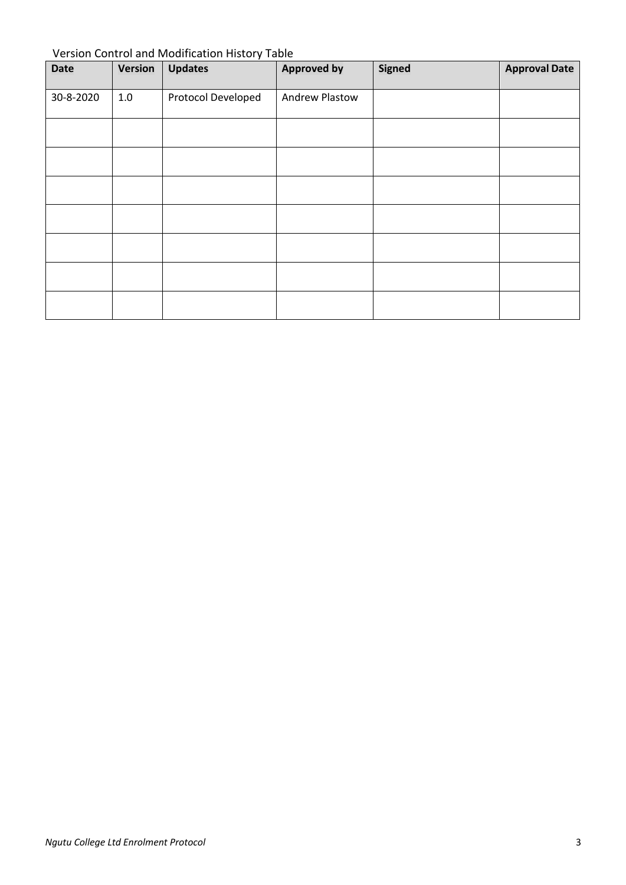Version Control and Modification History Table

| Date | Version | Updates | Approved by | Signed | Approval Date |
|---|---|---|---|---|---|
| 30-8-2020 | 1.0 | Protocol Developed | Andrew Plastow | | |
| | | | | | |
| | | | | | |
| | | | | | |
| | | | | | |
| | | | | | |
| | | | | | |
| | | | | | |